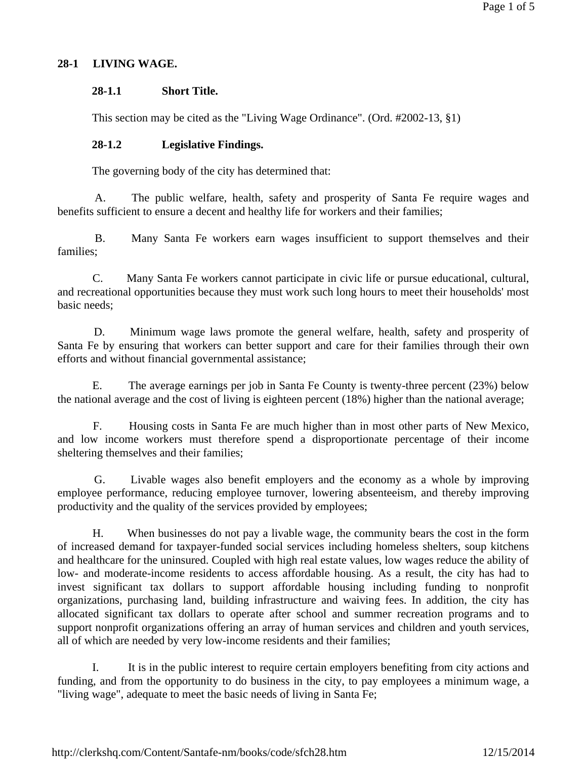# 28-1 LIVING WAGE.

## 28-1.1 Short Title.

This section may be cited as the "Living Wage Ordinance". (Ord. #2002-13, §1)

## 28-1.2 Legislative Findings.

The governing body of the city has determined that:

A. The public welfare, health, safety and prosperity of Santa Fe require wages and benefits sufficient to ensure a decent and healthy life for workers and their families;

B. Many Santa Fe workers earn wages insufficient to support themselves and their families;

C. Many Santa Fe workers cannot participate in civic life or pursue educational, cultural, and recreational opportunities because they must work such long hours to meet their households' most basic needs;

D. Minimum wage laws promote the general welfare, health, safety and prosperity of Santa Fe by ensuring that workers can better support and care for their families through their own efforts and without financial governmental assistance;

E. The average earnings per job in Santa Fe County is twenty-three percent (23%) below the national average and the cost of living is eighteen percent (18%) higher than the national average;

F. Housing costs in Santa Fe are much higher than in most other parts of New Mexico, and low income workers must therefore spend a disproportionate percentage of their income sheltering themselves and their families;

G. Livable wages also benefit employers and the economy as a whole by improving employee performance, reducing employee turnover, lowering absenteeism, and thereby improving productivity and the quality of the services provided by employees;

H. When businesses do not pay a livable wage, the community bears the cost in the form of increased demand for taxpayer-funded social services including homeless shelters, soup kitchens and healthcare for the uninsured. Coupled with high real estate values, low wages reduce the ability of low- and moderate-income residents to access affordable housing. As a result, the city has had to invest significant tax dollars to support affordable housing including funding to nonprofit organizations, purchasing land, building infrastructure and waiving fees. In addition, the city has allocated significant tax dollars to operate after school and summer recreation programs and to support nonprofit organizations offering an array of human services and children and youth services, all of which are needed by very low-income residents and their families;

I. It is in the public interest to require certain employers benefiting from city actions and funding, and from the opportunity to do business in the city, to pay employees a minimum wage, a "living wage", adequate to meet the basic needs of living in Santa Fe;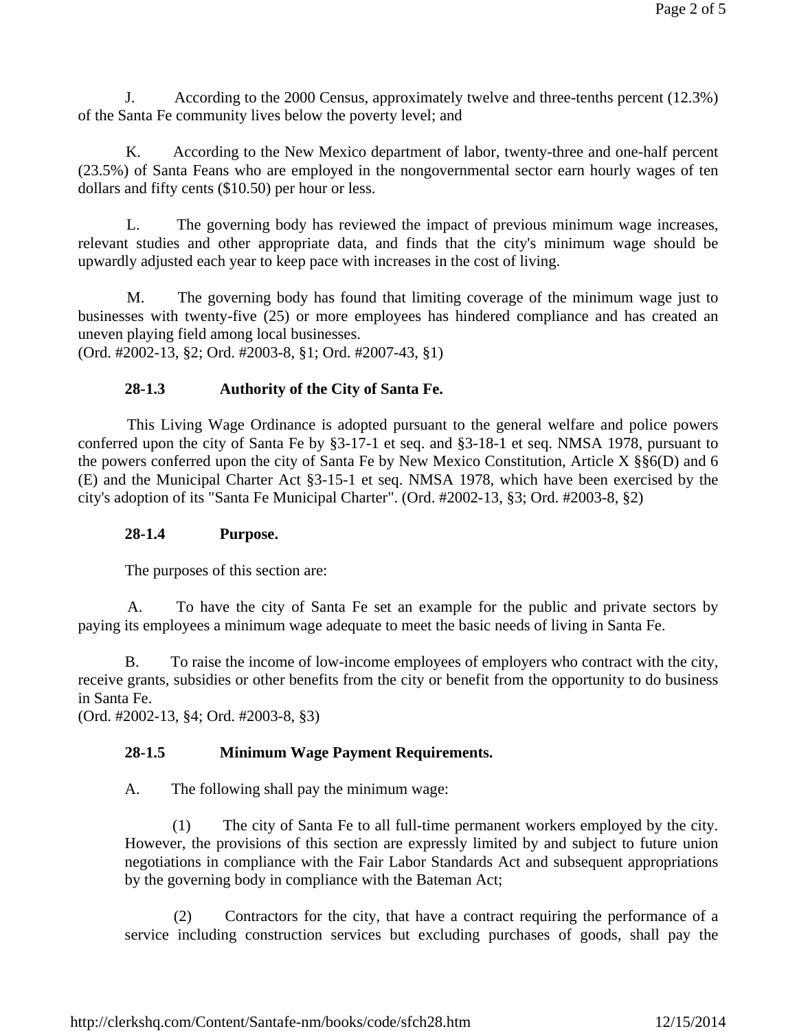J. According to the 2000 Census, approximately twelve and three-tenths percent (12.3%) of the Santa Fe community lives below the poverty level; and

K. According to the New Mexico department of labor, twenty-three and one-half percent (23.5%) of Santa Feans who are employed in the nongovernmental sector earn hourly wages of ten dollars and fifty cents ($10.50) per hour or less.

L. The governing body has reviewed the impact of previous minimum wage increases, relevant studies and other appropriate data, and finds that the city's minimum wage should be upwardly adjusted each year to keep pace with increases in the cost of living.

M. The governing body has found that limiting coverage of the minimum wage just to businesses with twenty-five (25) or more employees has hindered compliance and has created an uneven playing field among local businesses.
(Ord. #2002-13, §2; Ord. #2003-8, §1; Ord. #2007-43, §1)

**28-1.3 Authority of the City of Santa Fe.**

This Living Wage Ordinance is adopted pursuant to the general welfare and police powers conferred upon the city of Santa Fe by §3-17-1 et seq. and §3-18-1 et seq. NMSA 1978, pursuant to the powers conferred upon the city of Santa Fe by New Mexico Constitution, Article X §§6(D) and 6 (E) and the Municipal Charter Act §3-15-1 et seq. NMSA 1978, which have been exercised by the city's adoption of its "Santa Fe Municipal Charter". (Ord. #2002-13, §3; Ord. #2003-8, §2)

**28-1.4 Purpose.**

The purposes of this section are:

A. To have the city of Santa Fe set an example for the public and private sectors by paying its employees a minimum wage adequate to meet the basic needs of living in Santa Fe.

B. To raise the income of low-income employees of employers who contract with the city, receive grants, subsidies or other benefits from the city or benefit from the opportunity to do business in Santa Fe.
(Ord. #2002-13, §4; Ord. #2003-8, §3)

**28-1.5 Minimum Wage Payment Requirements.**

A. The following shall pay the minimum wage:

(1) The city of Santa Fe to all full-time permanent workers employed by the city. However, the provisions of this section are expressly limited by and subject to future union negotiations in compliance with the Fair Labor Standards Act and subsequent appropriations by the governing body in compliance with the Bateman Act;

(2) Contractors for the city, that have a contract requiring the performance of a service including construction services but excluding purchases of goods, shall pay the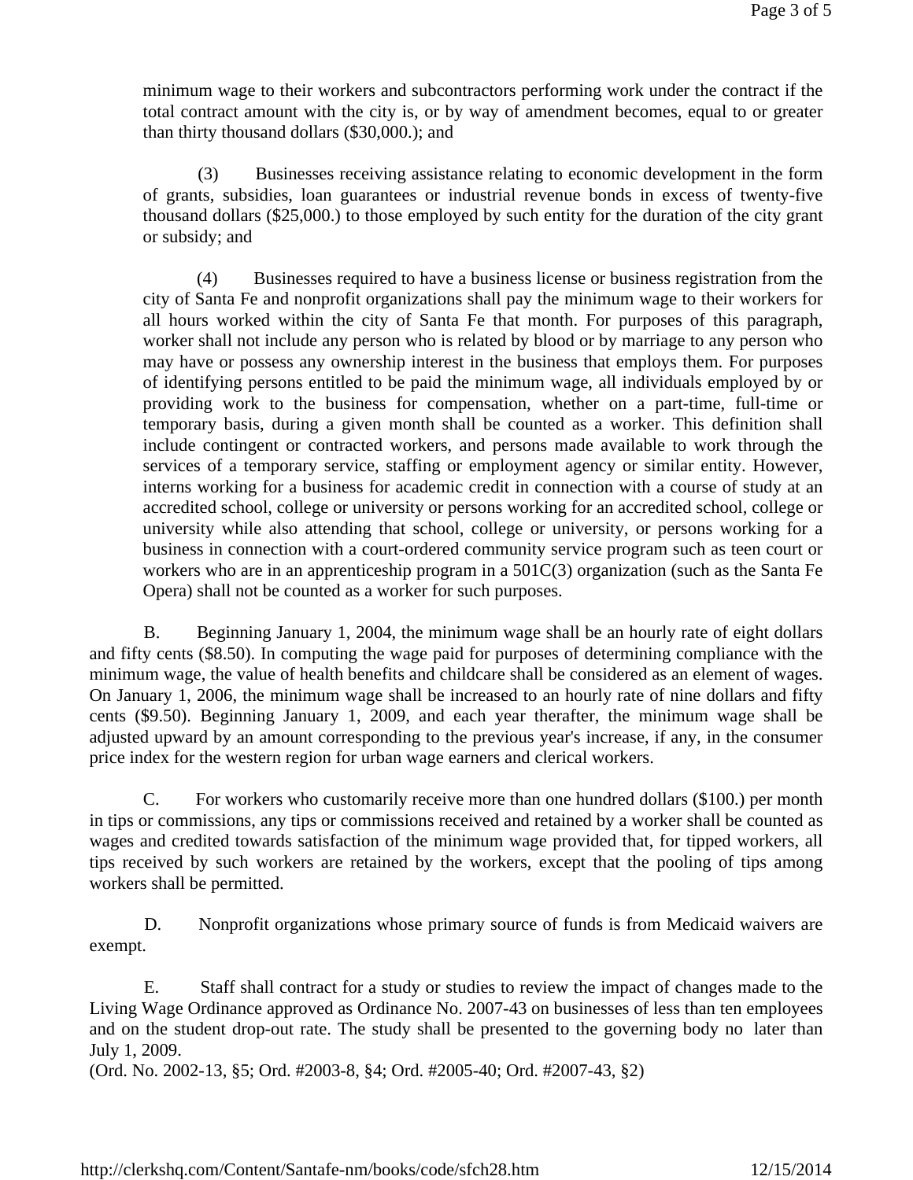minimum wage to their workers and subcontractors performing work under the contract if the total contract amount with the city is, or by way of amendment becomes, equal to or greater than thirty thousand dollars ($30,000.); and

(3) Businesses receiving assistance relating to economic development in the form of grants, subsidies, loan guarantees or industrial revenue bonds in excess of twenty-five thousand dollars ($25,000.) to those employed by such entity for the duration of the city grant or subsidy; and

(4) Businesses required to have a business license or business registration from the city of Santa Fe and nonprofit organizations shall pay the minimum wage to their workers for all hours worked within the city of Santa Fe that month. For purposes of this paragraph, worker shall not include any person who is related by blood or by marriage to any person who may have or possess any ownership interest in the business that employs them. For purposes of identifying persons entitled to be paid the minimum wage, all individuals employed by or providing work to the business for compensation, whether on a part-time, full-time or temporary basis, during a given month shall be counted as a worker. This definition shall include contingent or contracted workers, and persons made available to work through the services of a temporary service, staffing or employment agency or similar entity. However, interns working for a business for academic credit in connection with a course of study at an accredited school, college or university or persons working for an accredited school, college or university while also attending that school, college or university, or persons working for a business in connection with a court-ordered community service program such as teen court or workers who are in an apprenticeship program in a 501C(3) organization (such as the Santa Fe Opera) shall not be counted as a worker for such purposes.

B. Beginning January 1, 2004, the minimum wage shall be an hourly rate of eight dollars and fifty cents ($8.50). In computing the wage paid for purposes of determining compliance with the minimum wage, the value of health benefits and childcare shall be considered as an element of wages. On January 1, 2006, the minimum wage shall be increased to an hourly rate of nine dollars and fifty cents ($9.50). Beginning January 1, 2009, and each year therafter, the minimum wage shall be adjusted upward by an amount corresponding to the previous year's increase, if any, in the consumer price index for the western region for urban wage earners and clerical workers.

C. For workers who customarily receive more than one hundred dollars ($100.) per month in tips or commissions, any tips or commissions received and retained by a worker shall be counted as wages and credited towards satisfaction of the minimum wage provided that, for tipped workers, all tips received by such workers are retained by the workers, except that the pooling of tips among workers shall be permitted.

D. Nonprofit organizations whose primary source of funds is from Medicaid waivers are exempt.

E. Staff shall contract for a study or studies to review the impact of changes made to the Living Wage Ordinance approved as Ordinance No. 2007-43 on businesses of less than ten employees and on the student drop-out rate. The study shall be presented to the governing body no later than July 1, 2009.

(Ord. No. 2002-13, §5; Ord. #2003-8, §4; Ord. #2005-40; Ord. #2007-43, §2)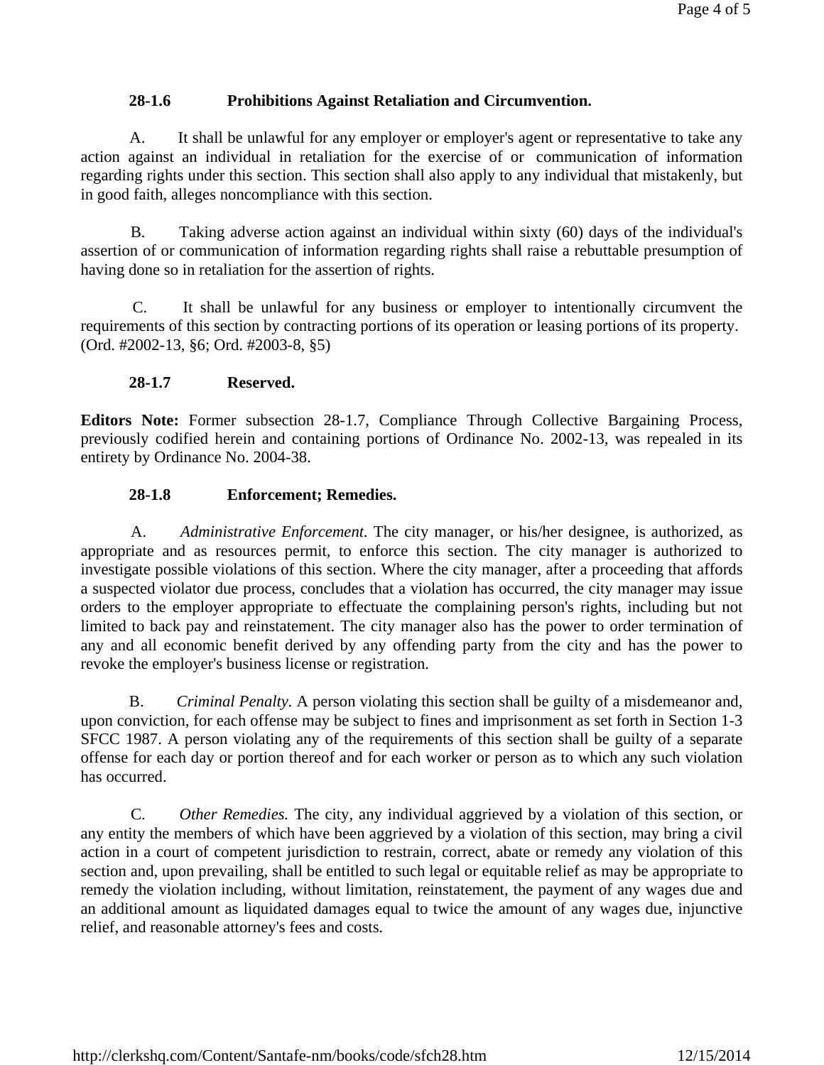### 28-1.6 Prohibitions Against Retaliation and Circumvention.

A. It shall be unlawful for any employer or employer's agent or representative to take any action against an individual in retaliation for the exercise of or communication of information regarding rights under this section. This section shall also apply to any individual that mistakenly, but in good faith, alleges noncompliance with this section.

B. Taking adverse action against an individual within sixty (60) days of the individual's assertion of or communication of information regarding rights shall raise a rebuttable presumption of having done so in retaliation for the assertion of rights.

C. It shall be unlawful for any business or employer to intentionally circumvent the requirements of this section by contracting portions of its operation or leasing portions of its property. (Ord. #2002-13, §6; Ord. #2003-8, §5)

### 28-1.7 Reserved.

**Editors Note:** Former subsection 28-1.7, Compliance Through Collective Bargaining Process, previously codified herein and containing portions of Ordinance No. 2002-13, was repealed in its entirety by Ordinance No. 2004-38.

### 28-1.8 Enforcement; Remedies.

A. *Administrative Enforcement.* The city manager, or his/her designee, is authorized, as appropriate and as resources permit, to enforce this section. The city manager is authorized to investigate possible violations of this section. Where the city manager, after a proceeding that affords a suspected violator due process, concludes that a violation has occurred, the city manager may issue orders to the employer appropriate to effectuate the complaining person's rights, including but not limited to back pay and reinstatement. The city manager also has the power to order termination of any and all economic benefit derived by any offending party from the city and has the power to revoke the employer's business license or registration.

B. *Criminal Penalty.* A person violating this section shall be guilty of a misdemeanor and, upon conviction, for each offense may be subject to fines and imprisonment as set forth in Section 1-3 SFCC 1987. A person violating any of the requirements of this section shall be guilty of a separate offense for each day or portion thereof and for each worker or person as to which any such violation has occurred.

C. *Other Remedies.* The city, any individual aggrieved by a violation of this section, or any entity the members of which have been aggrieved by a violation of this section, may bring a civil action in a court of competent jurisdiction to restrain, correct, abate or remedy any violation of this section and, upon prevailing, shall be entitled to such legal or equitable relief as may be appropriate to remedy the violation including, without limitation, reinstatement, the payment of any wages due and an additional amount as liquidated damages equal to twice the amount of any wages due, injunctive relief, and reasonable attorney's fees and costs.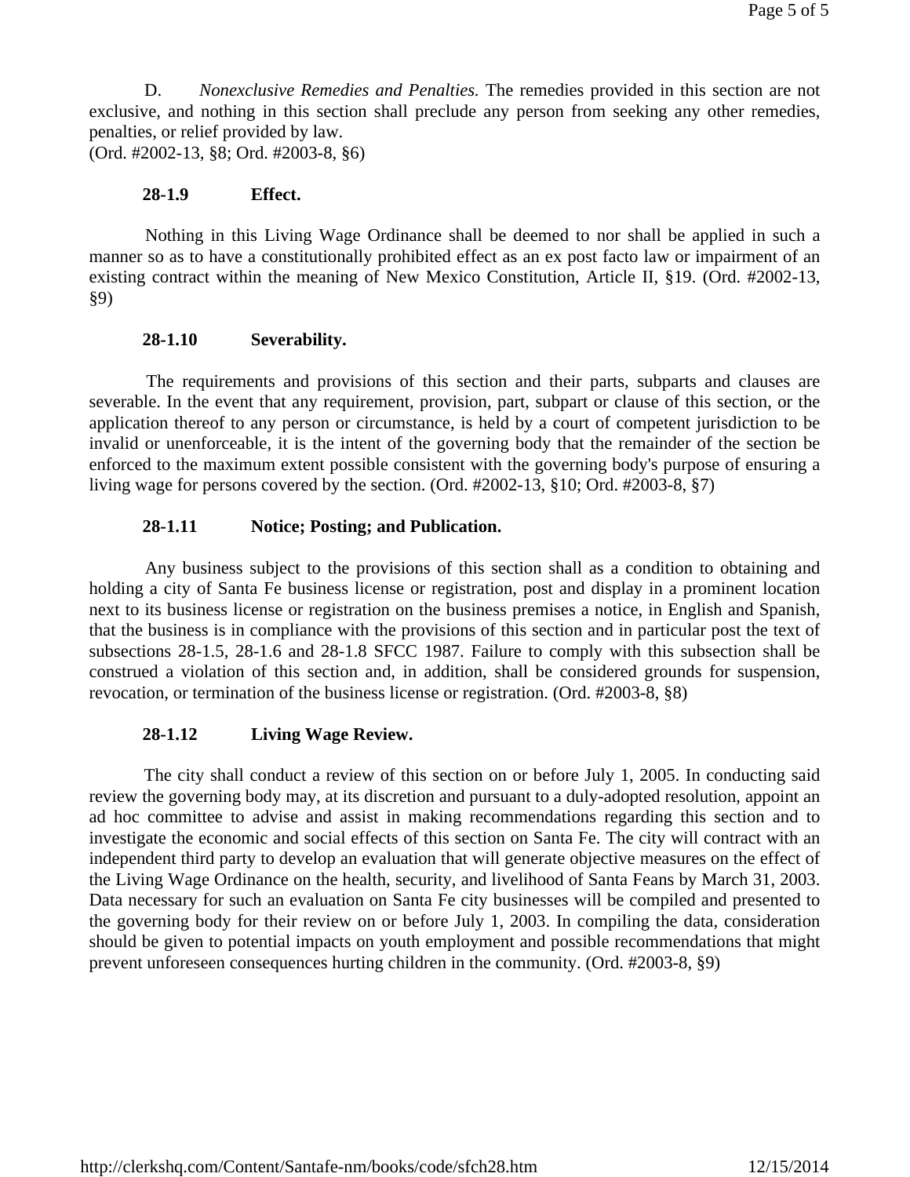D. *Nonexclusive Remedies and Penalties.* The remedies provided in this section are not exclusive, and nothing in this section shall preclude any person from seeking any other remedies, penalties, or relief provided by law.
(Ord. #2002-13, §8; Ord. #2003-8, §6)

**28-1.9 Effect.**

Nothing in this Living Wage Ordinance shall be deemed to nor shall be applied in such a manner so as to have a constitutionally prohibited effect as an ex post facto law or impairment of an existing contract within the meaning of New Mexico Constitution, Article II, §19. (Ord. #2002-13, §9)

**28-1.10 Severability.**

The requirements and provisions of this section and their parts, subparts and clauses are severable. In the event that any requirement, provision, part, subpart or clause of this section, or the application thereof to any person or circumstance, is held by a court of competent jurisdiction to be invalid or unenforceable, it is the intent of the governing body that the remainder of the section be enforced to the maximum extent possible consistent with the governing body's purpose of ensuring a living wage for persons covered by the section. (Ord. #2002-13, §10; Ord. #2003-8, §7)

**28-1.11 Notice; Posting; and Publication.**

Any business subject to the provisions of this section shall as a condition to obtaining and holding a city of Santa Fe business license or registration, post and display in a prominent location next to its business license or registration on the business premises a notice, in English and Spanish, that the business is in compliance with the provisions of this section and in particular post the text of subsections 28-1.5, 28-1.6 and 28-1.8 SFCC 1987. Failure to comply with this subsection shall be construed a violation of this section and, in addition, shall be considered grounds for suspension, revocation, or termination of the business license or registration. (Ord. #2003-8, §8)

**28-1.12 Living Wage Review.**

The city shall conduct a review of this section on or before July 1, 2005. In conducting said review the governing body may, at its discretion and pursuant to a duly-adopted resolution, appoint an ad hoc committee to advise and assist in making recommendations regarding this section and to investigate the economic and social effects of this section on Santa Fe. The city will contract with an independent third party to develop an evaluation that will generate objective measures on the effect of the Living Wage Ordinance on the health, security, and livelihood of Santa Feans by March 31, 2003. Data necessary for such an evaluation on Santa Fe city businesses will be compiled and presented to the governing body for their review on or before July 1, 2003. In compiling the data, consideration should be given to potential impacts on youth employment and possible recommendations that might prevent unforeseen consequences hurting children in the community. (Ord. #2003-8, §9)